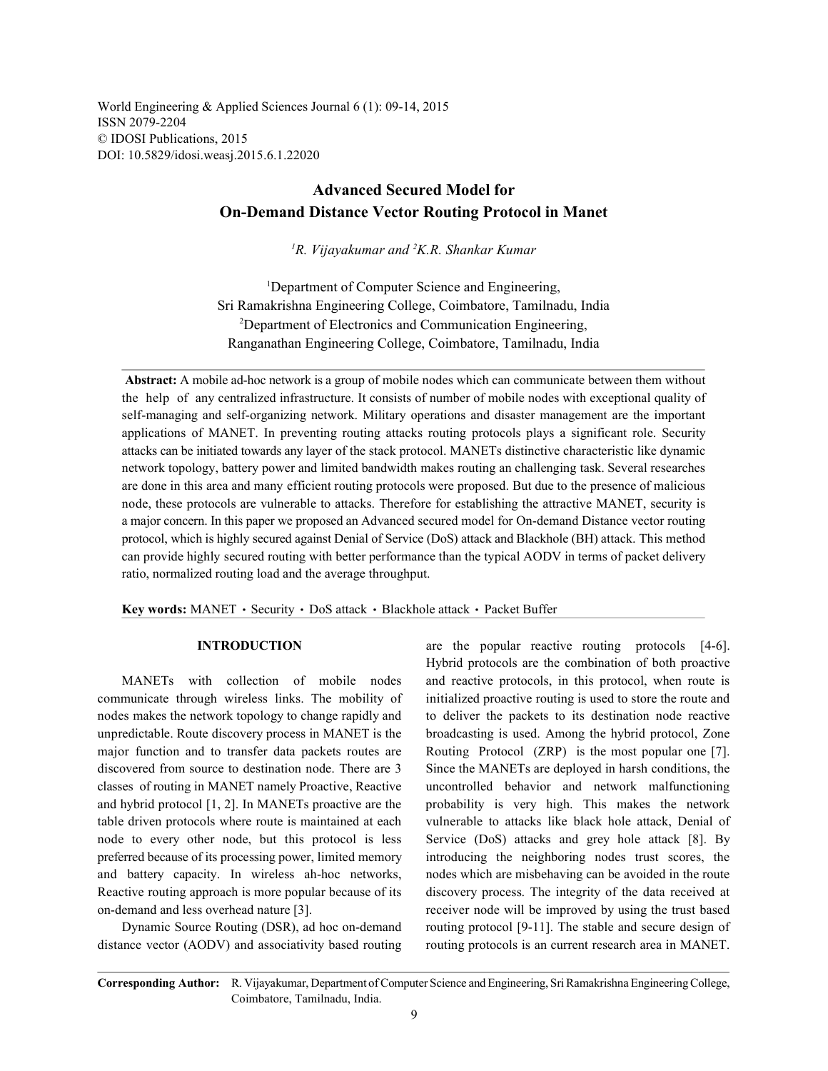World Engineering & Applied Sciences Journal 6 (1): 09-14, 2015
ISSN 2079-2204
© IDOSI Publications, 2015
DOI: 10.5829/idosi.weasj.2015.6.1.22020

# Advanced Secured Model for On-Demand Distance Vector Routing Protocol in Manet

*[1]R. Vijayakumar and [2]K.R. Shankar Kumar*

[1]Department of Computer Science and Engineering, Sri Ramakrishna Engineering College, Coimbatore, Tamilnadu, India
[2]Department of Electronics and Communication Engineering, Ranganathan Engineering College, Coimbatore, Tamilnadu, India

**Abstract:** A mobile ad-hoc network is a group of mobile nodes which can communicate between them without the help of any centralized infrastructure. It consists of number of mobile nodes with exceptional quality of self-managing and self-organizing network. Military operations and disaster management are the important applications of MANET. In preventing routing attacks routing protocols plays a significant role. Security attacks can be initiated towards any layer of the stack protocol. MANETs distinctive characteristic like dynamic network topology, battery power and limited bandwidth makes routing an challenging task. Several researches are done in this area and many efficient routing protocols were proposed. But due to the presence of malicious node, these protocols are vulnerable to attacks. Therefore for establishing the attractive MANET, security is a major concern. In this paper we proposed an Advanced secured model for On-demand Distance vector routing protocol, which is highly secured against Denial of Service (DoS) attack and Blackhole (BH) attack. This method can provide highly secured routing with better performance than the typical AODV in terms of packet delivery ratio, normalized routing load and the average throughput.

**Key words:** MANET · Security · DoS attack · Blackhole attack · Packet Buffer

## INTRODUCTION

MANETs with collection of mobile nodes communicate through wireless links. The mobility of nodes makes the network topology to change rapidly and unpredictable. Route discovery process in MANET is the major function and to transfer data packets routes are discovered from source to destination node. There are 3 classes of routing in MANET namely Proactive, Reactive and hybrid protocol [1, 2]. In MANETs proactive are the table driven protocols where route is maintained at each node to every other node, but this protocol is less preferred because of its processing power, limited memory and battery capacity. In wireless ah-hoc networks, Reactive routing approach is more popular because of its on-demand and less overhead nature [3].

Dynamic Source Routing (DSR), ad hoc on-demand distance vector (AODV) and associativity based routing are the popular reactive routing protocols [4-6]. Hybrid protocols are the combination of both proactive and reactive protocols, in this protocol, when route is initialized proactive routing is used to store the route and to deliver the packets to its destination node reactive broadcasting is used. Among the hybrid protocol, Zone Routing Protocol (ZRP) is the most popular one [7]. Since the MANETs are deployed in harsh conditions, the uncontrolled behavior and network malfunctioning probability is very high. This makes the network vulnerable to attacks like black hole attack, Denial of Service (DoS) attacks and grey hole attack [8]. By introducing the neighboring nodes trust scores, the nodes which are misbehaving can be avoided in the route discovery process. The integrity of the data received at receiver node will be improved by using the trust based routing protocol [9-11]. The stable and secure design of routing protocols is an current research area in MANET.

**Corresponding Author:** R. Vijayakumar, Department of Computer Science and Engineering, Sri Ramakrishna Engineering College, Coimbatore, Tamilnadu, India.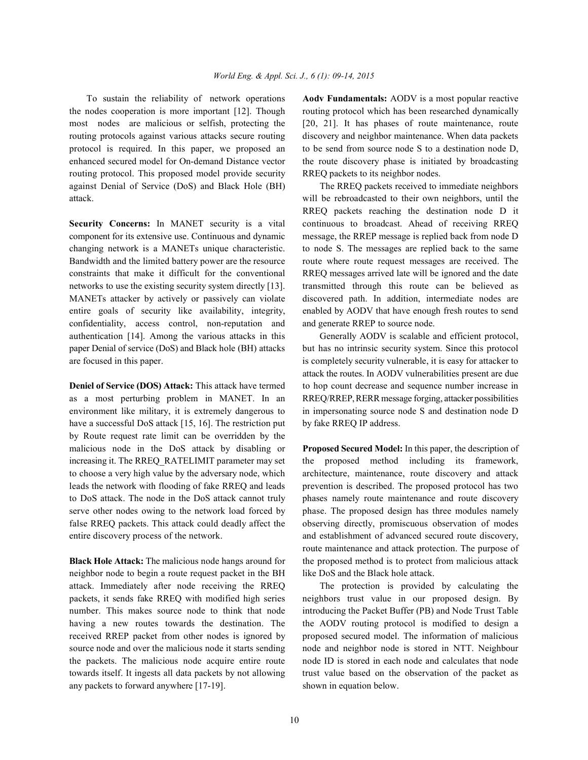To sustain the reliability of network operations the nodes cooperation is more important [12]. Though most nodes are malicious or selfish, protecting the routing protocols against various attacks secure routing protocol is required. In this paper, we proposed an enhanced secured model for On-demand Distance vector routing protocol. This proposed model provide security against Denial of Service (DoS) and Black Hole (BH) attack.

**Security Concerns:** In MANET security is a vital component for its extensive use. Continuous and dynamic changing network is a MANETs unique characteristic. Bandwidth and the limited battery power are the resource constraints that make it difficult for the conventional networks to use the existing security system directly [13]. MANETs attacker by actively or passively can violate entire goals of security like availability, integrity, confidentiality, access control, non-reputation and authentication [14]. Among the various attacks in this paper Denial of service (DoS) and Black hole (BH) attacks are focused in this paper.

**Deniel of Service (DOS) Attack:** This attack have termed as a most perturbing problem in MANET. In an environment like military, it is extremely dangerous to have a successful DoS attack [15, 16]. The restriction put by Route request rate limit can be overridden by the malicious node in the DoS attack by disabling or increasing it. The RREQ_RATELIMIT parameter may set to choose a very high value by the adversary node, which leads the network with flooding of fake RREQ and leads to DoS attack. The node in the DoS attack cannot truly serve other nodes owing to the network load forced by false RREQ packets. This attack could deadly affect the entire discovery process of the network.

**Black Hole Attack:** The malicious node hangs around for neighbor node to begin a route request packet in the BH attack. Immediately after node receiving the RREQ packets, it sends fake RREQ with modified high series number. This makes source node to think that node having a new routes towards the destination. The received RREP packet from other nodes is ignored by source node and over the malicious node it starts sending the packets. The malicious node acquire entire route towards itself. It ingests all data packets by not allowing any packets to forward anywhere [17-19].

**Aodv Fundamentals:** AODV is a most popular reactive routing protocol which has been researched dynamically [20, 21]. It has phases of route maintenance, route discovery and neighbor maintenance. When data packets to be send from source node S to a destination node D, the route discovery phase is initiated by broadcasting RREQ packets to its neighbor nodes.

The RREQ packets received to immediate neighbors will be rebroadcasted to their own neighbors, until the RREQ packets reaching the destination node D it continuous to broadcast. Ahead of receiving RREQ message, the RREP message is replied back from node D to node S. The messages are replied back to the same route where route request messages are received. The RREQ messages arrived late will be ignored and the date transmitted through this route can be believed as discovered path. In addition, intermediate nodes are enabled by AODV that have enough fresh routes to send and generate RREP to source node.

Generally AODV is scalable and efficient protocol, but has no intrinsic security system. Since this protocol is completely security vulnerable, it is easy for attacker to attack the routes. In AODV vulnerabilities present are due to hop count decrease and sequence number increase in RREQ/RREP, RERR message forging, attacker possibilities in impersonating source node S and destination node D by fake RREQ IP address.

**Proposed Secured Model:** In this paper, the description of the proposed method including its framework, architecture, maintenance, route discovery and attack prevention is described. The proposed protocol has two phases namely route maintenance and route discovery phase. The proposed design has three modules namely observing directly, promiscuous observation of modes and establishment of advanced secured route discovery, route maintenance and attack protection. The purpose of the proposed method is to protect from malicious attack like DoS and the Black hole attack.

The protection is provided by calculating the neighbors trust value in our proposed design. By introducing the Packet Buffer (PB) and Node Trust Table the AODV routing protocol is modified to design a proposed secured model. The information of malicious node and neighbor node is stored in NTT. Neighbour node ID is stored in each node and calculates that node trust value based on the observation of the packet as shown in equation below.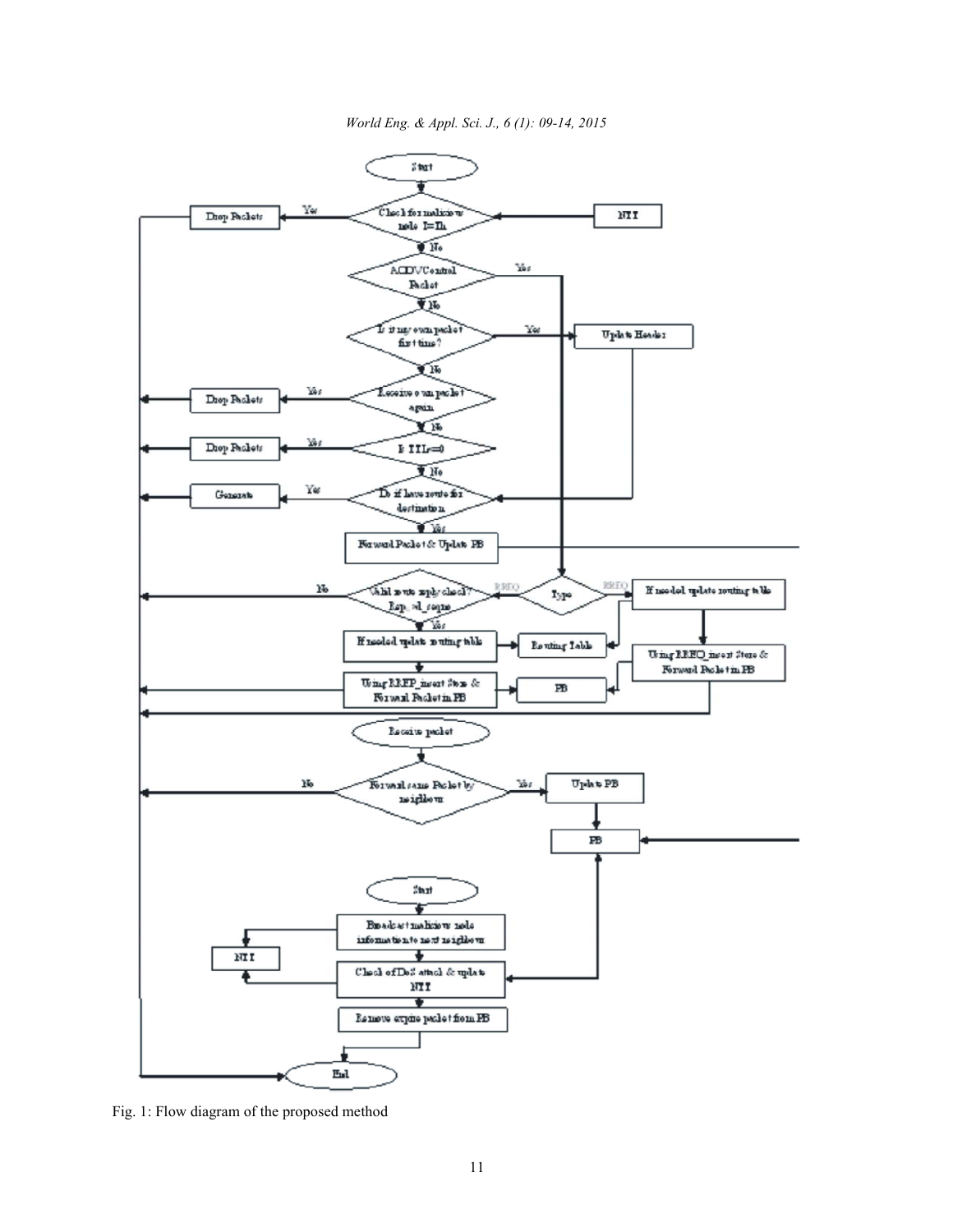Fig. 1: Flow diagram of the proposed method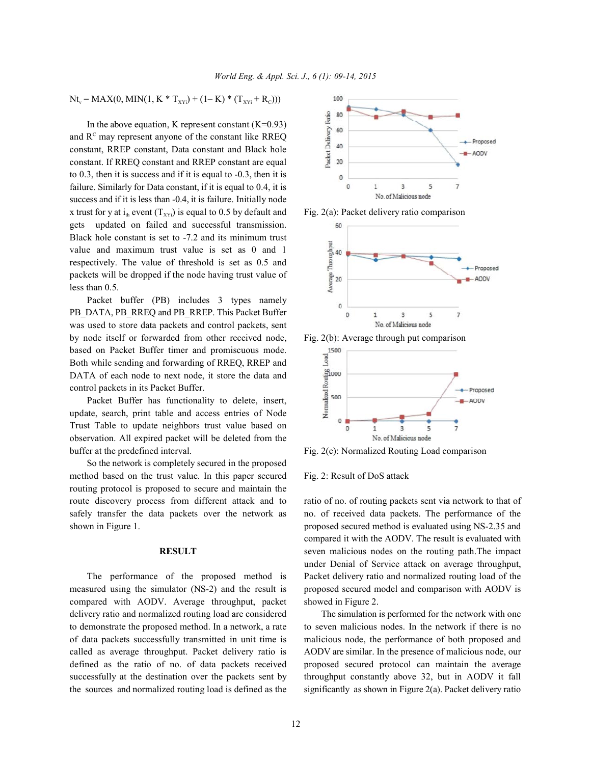$$Nt_v = MAX(0, MIN(1, K * T_{XYi}) + (1- K) * (T_{XYi} + R_C)))$$

In the above equation, K represent constant (K=0.93) and $R^C$ may represent anyone of the constant like RREQ constant, RREP constant, Data constant and Black hole constant. If RREQ constant and RREP constant are equal to 0.3, then it is success and if it is equal to -0.3, then it is failure. Similarly for Data constant, if it is equal to 0.4, it is success and if it is less than -0.4, it is failure. Initially node x trust for y at $i_{th}$ event ($T_{XYi}$) is equal to 0.5 by default and gets updated on failed and successful transmission. Black hole constant is set to -7.2 and its minimum trust value and maximum trust value is set as 0 and 1 respectively. The value of threshold is set as 0.5 and packets will be dropped if the node having trust value of less than 0.5.

Packet buffer (PB) includes 3 types namely PB_DATA, PB_RREQ and PB_RREP. This Packet Buffer was used to store data packets and control packets, sent by node itself or forwarded from other received node, based on Packet Buffer timer and promiscuous mode. Both while sending and forwarding of RREQ, RREP and DATA of each node to next node, it store the data and control packets in its Packet Buffer.

Packet Buffer has functionality to delete, insert, update, search, print table and access entries of Node Trust Table to update neighbors trust value based on observation. All expired packet will be deleted from the buffer at the predefined interval.

So the network is completely secured in the proposed method based on the trust value. In this paper secured routing protocol is proposed to secure and maintain the route discovery process from different attack and to safely transfer the data packets over the network as shown in Figure 1.

## RESULT

The performance of the proposed method is measured using the simulator (NS-2) and the result is compared with AODV. Average throughput, packet delivery ratio and normalized routing load are considered to demonstrate the proposed method. In a network, a rate of data packets successfully transmitted in unit time is called as average throughput. Packet delivery ratio is defined as the ratio of no. of data packets received successfully at the destination over the packets sent by the sources and normalized routing load is defined as the ratio of no. of routing packets sent via network to that of no. of received data packets. The performance of the proposed secured method is evaluated using NS-2.35 and compared it with the AODV. The result is evaluated with seven malicious nodes on the routing path.The impact under Denial of Service attack on average throughput, Packet delivery ratio and normalized routing load of the proposed secured model and comparison with AODV is showed in Figure 2.

Fig. 2(a): Packet delivery ratio comparison

Fig. 2(b): Average through put comparison

Fig. 2(c): Normalized Routing Load comparison

Fig. 2: Result of DoS attack

The simulation is performed for the network with one to seven malicious nodes. In the network if there is no malicious node, the performance of both proposed and AODV are similar. In the presence of malicious node, our proposed secured protocol can maintain the average throughput constantly above 32, but in AODV it fall significantly as shown in Figure 2(a). Packet delivery ratio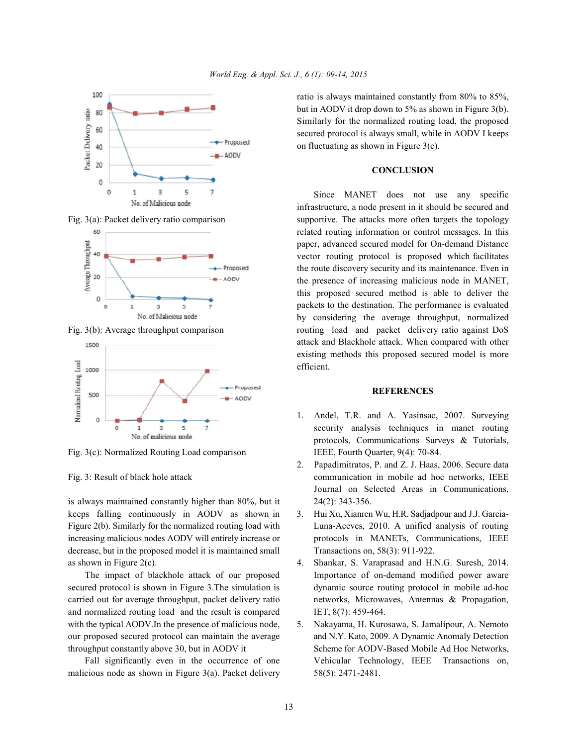Fig. 3(a): Packet delivery ratio comparison

Fig. 3(b): Average throughput comparison

Fig. 3(c): Normalized Routing Load comparison

Fig. 3: Result of black hole attack

is always maintained constantly higher than 80%, but it keeps falling continuously in AODV as shown in Figure 2(b). Similarly for the normalized routing load with increasing malicious nodes AODV will entirely increase or decrease, but in the proposed model it is maintained small as shown in Figure 2(c).

The impact of blackhole attack of our proposed secured protocol is shown in Figure 3.The simulation is carried out for average throughput, packet delivery ratio and normalized routing load and the result is compared with the typical AODV.In the presence of malicious node, our proposed secured protocol can maintain the average throughput constantly above 30, but in AODV it

Fall significantly even in the occurrence of one malicious node as shown in Figure 3(a). Packet delivery ratio is always maintained constantly from 80% to 85%, but in AODV it drop down to 5% as shown in Figure 3(b). Similarly for the normalized routing load, the proposed secured protocol is always small, while in AODV I keeps on fluctuating as shown in Figure 3(c).

## CONCLUSION

Since MANET does not use any specific infrastructure, a node present in it should be secured and supportive. The attacks more often targets the topology related routing information or control messages. In this paper, advanced secured model for On-demand Distance vector routing protocol is proposed which facilitates the route discovery security and its maintenance. Even in the presence of increasing malicious node in MANET, this proposed secured method is able to deliver the packets to the destination. The performance is evaluated by considering the average throughput, normalized routing load and packet delivery ratio against DoS attack and Blackhole attack. When compared with other existing methods this proposed secured model is more efficient.

## REFERENCES

1. Andel, T.R. and A. Yasinsac, 2007. Surveying security analysis techniques in manet routing protocols, Communications Surveys & Tutorials, IEEE, Fourth Quarter, 9(4): 70-84.
2. Papadimitratos, P. and Z. J. Haas, 2006. Secure data communication in mobile ad hoc networks, IEEE Journal on Selected Areas in Communications, 24(2): 343-356.
3. Hui Xu, Xianren Wu, H.R. Sadjadpour and J.J. Garcia-Luna-Aceves, 2010. A unified analysis of routing protocols in MANETs, Communications, IEEE Transactions on, 58(3): 911-922.
4. Shankar, S. Varaprasad and H.N.G. Suresh, 2014. Importance of on-demand modified power aware dynamic source routing protocol in mobile ad-hoc networks, Microwaves, Antennas & Propagation, IET, 8(7): 459-464.
5. Nakayama, H. Kurosawa, S. Jamalipour, A. Nemoto and N.Y. Kato, 2009. A Dynamic Anomaly Detection Scheme for AODV-Based Mobile Ad Hoc Networks, Vehicular Technology, IEEE Transactions on, 58(5): 2471-2481.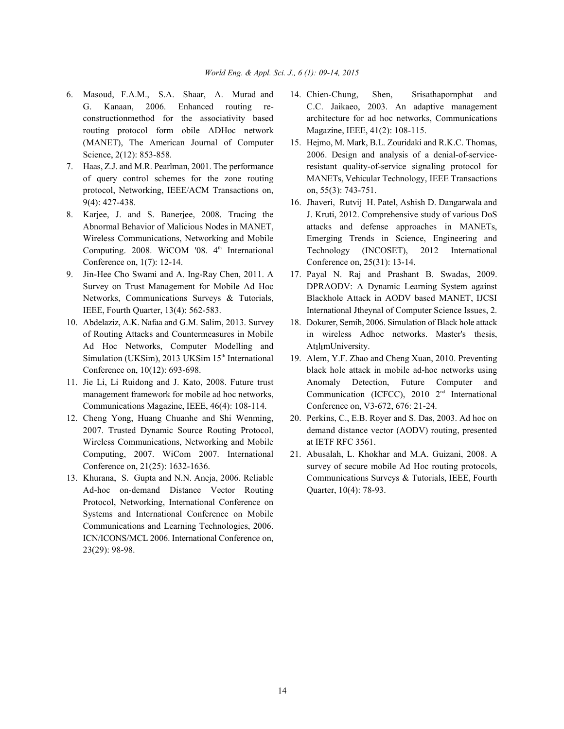6. Masoud, F.A.M., S.A. Shaar, A. Murad and G. Kanaan, 2006. Enhanced routing re-constructionmethod for the associativity based routing protocol form obile ADHoc network (MANET), The American Journal of Computer Science, 2(12): 853-858.
7. Haas, Z.J. and M.R. Pearlman, 2001. The performance of query control schemes for the zone routing protocol, Networking, IEEE/ACM Transactions on, 9(4): 427-438.
8. Karjee, J. and S. Banerjee, 2008. Tracing the Abnormal Behavior of Malicious Nodes in MANET, Wireless Communications, Networking and Mobile Computing. 2008. WiCOM '08. 4th International Conference on, 1(7): 12-14.
9. Jin-Hee Cho Swami and A. Ing-Ray Chen, 2011. A Survey on Trust Management for Mobile Ad Hoc Networks, Communications Surveys & Tutorials, IEEE, Fourth Quarter, 13(4): 562-583.
10. Abdelaziz, A.K. Nafaa and G.M. Salim, 2013. Survey of Routing Attacks and Countermeasures in Mobile Ad Hoc Networks, Computer Modelling and Simulation (UKSim), 2013 UKSim 15th International Conference on, 10(12): 693-698.
11. Jie Li, Li Ruidong and J. Kato, 2008. Future trust management framework for mobile ad hoc networks, Communications Magazine, IEEE, 46(4): 108-114.
12. Cheng Yong, Huang Chuanhe and Shi Wenming, 2007. Trusted Dynamic Source Routing Protocol, Wireless Communications, Networking and Mobile Computing, 2007. WiCom 2007. International Conference on, 21(25): 1632-1636.
13. Khurana, S. Gupta and N.N. Aneja, 2006. Reliable Ad-hoc on-demand Distance Vector Routing Protocol, Networking, International Conference on Systems and International Conference on Mobile Communications and Learning Technologies, 2006. ICN/ICONS/MCL 2006. International Conference on, 23(29): 98-98.
14. Chien-Chung, Shen, Srisathapornphat and C.C. Jaikaeo, 2003. An adaptive management architecture for ad hoc networks, Communications Magazine, IEEE, 41(2): 108-115.
15. Hejmo, M. Mark, B.L. Zouridaki and R.K.C. Thomas, 2006. Design and analysis of a denial-of-service-resistant quality-of-service signaling protocol for MANETs, Vehicular Technology, IEEE Transactions on, 55(3): 743-751.
16. Jhaveri, Rutvij H. Patel, Ashish D. Dangarwala and J. Kruti, 2012. Comprehensive study of various DoS attacks and defense approaches in MANETs, Emerging Trends in Science, Engineering and Technology (INCOSET), 2012 International Conference on, 25(31): 13-14.
17. Payal N. Raj and Prashant B. Swadas, 2009. DPRAODV: A Dynamic Learning System against Blackhole Attack in AODV based MANET, IJCSI International Jtheynal of Computer Science Issues, 2.
18. Dokurer, Semih, 2006. Simulation of Black hole attack in wireless Adhoc networks. Master's thesis, AtılımUniversity.
19. Alem, Y.F. Zhao and Cheng Xuan, 2010. Preventing black hole attack in mobile ad-hoc networks using Anomaly Detection, Future Computer and Communication (ICFCC), 2010 2nd International Conference on, V3-672, 676: 21-24.
20. Perkins, C., E.B. Royer and S. Das, 2003. Ad hoc on demand distance vector (AODV) routing, presented at IETF RFC 3561.
21. Abusalah, L. Khokhar and M.A. Guizani, 2008. A survey of secure mobile Ad Hoc routing protocols, Communications Surveys & Tutorials, IEEE, Fourth Quarter, 10(4): 78-93.